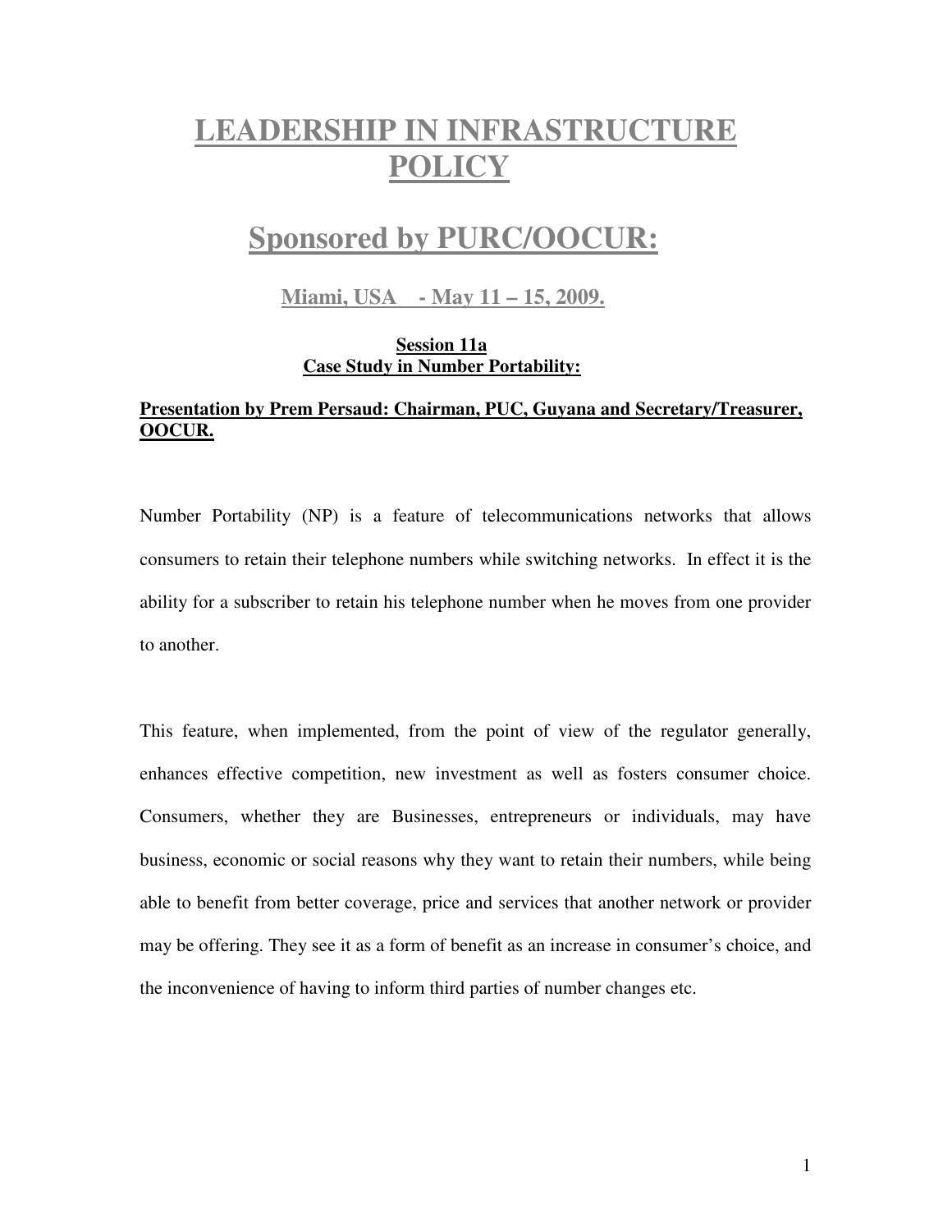# LEADERSHIP IN INFRASTRUCTURE POLICY

## Sponsored by PURC/OOCUR:

### Miami, USA - May 11 – 15, 2009.

**Session 11a**
**Case Study in Number Portability:**

**Presentation by Prem Persaud: Chairman, PUC, Guyana and Secretary/Treasurer, OOCUR.**

Number Portability (NP) is a feature of telecommunications networks that allows consumers to retain their telephone numbers while switching networks. In effect it is the ability for a subscriber to retain his telephone number when he moves from one provider to another.

This feature, when implemented, from the point of view of the regulator generally, enhances effective competition, new investment as well as fosters consumer choice. Consumers, whether they are Businesses, entrepreneurs or individuals, may have business, economic or social reasons why they want to retain their numbers, while being able to benefit from better coverage, price and services that another network or provider may be offering. They see it as a form of benefit as an increase in consumer's choice, and the inconvenience of having to inform third parties of number changes etc.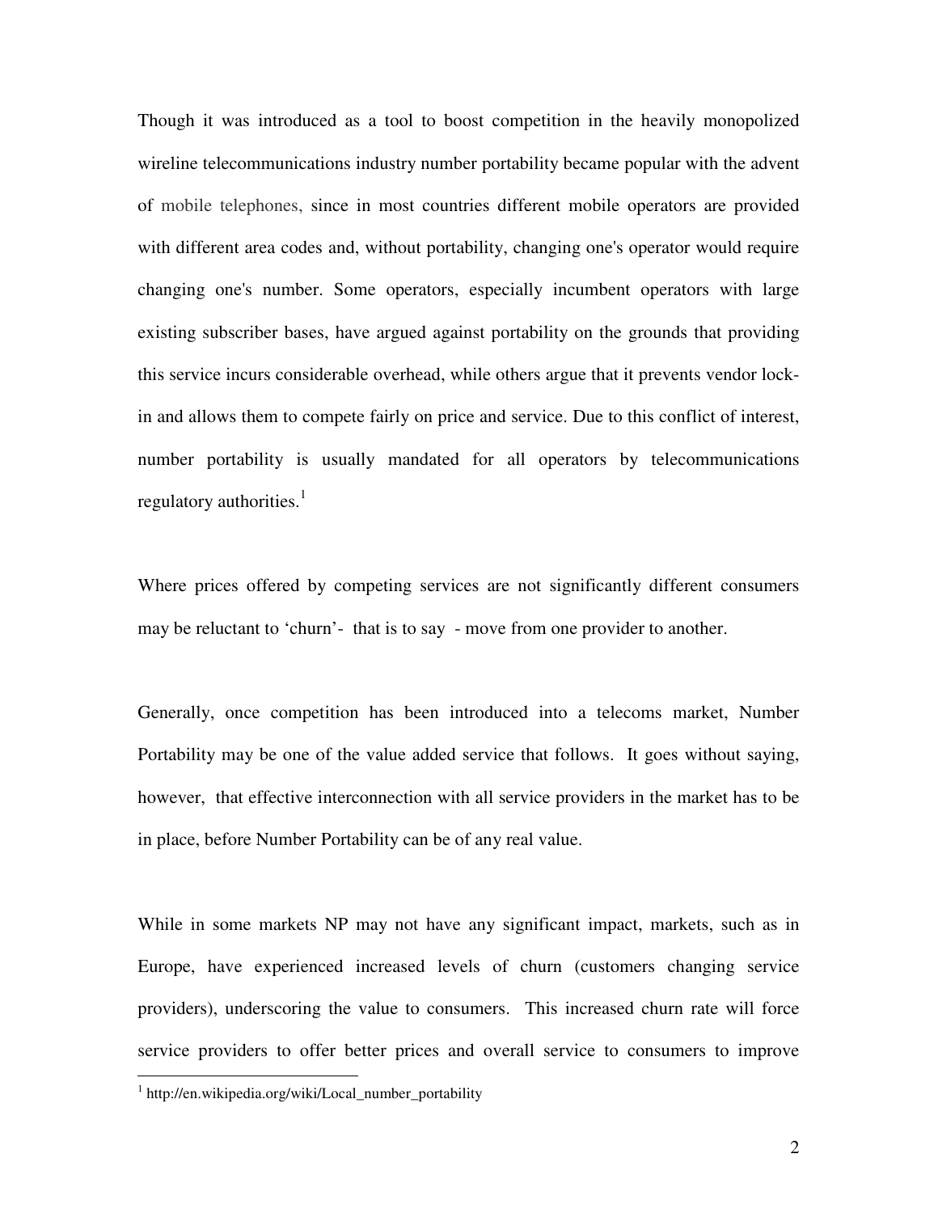Though it was introduced as a tool to boost competition in the heavily monopolized wireline telecommunications industry number portability became popular with the advent of mobile telephones, since in most countries different mobile operators are provided with different area codes and, without portability, changing one's operator would require changing one's number. Some operators, especially incumbent operators with large existing subscriber bases, have argued against portability on the grounds that providing this service incurs considerable overhead, while others argue that it prevents vendor lock-in and allows them to compete fairly on price and service. Due to this conflict of interest, number portability is usually mandated for all operators by telecommunications regulatory authorities.[1]

Where prices offered by competing services are not significantly different consumers may be reluctant to 'churn'- that is to say - move from one provider to another.

Generally, once competition has been introduced into a telecoms market, Number Portability may be one of the value added service that follows. It goes without saying, however, that effective interconnection with all service providers in the market has to be in place, before Number Portability can be of any real value.

While in some markets NP may not have any significant impact, markets, such as in Europe, have experienced increased levels of churn (customers changing service providers), underscoring the value to consumers. This increased churn rate will force service providers to offer better prices and overall service to consumers to improve

[1] http://en.wikipedia.org/wiki/Local_number_portability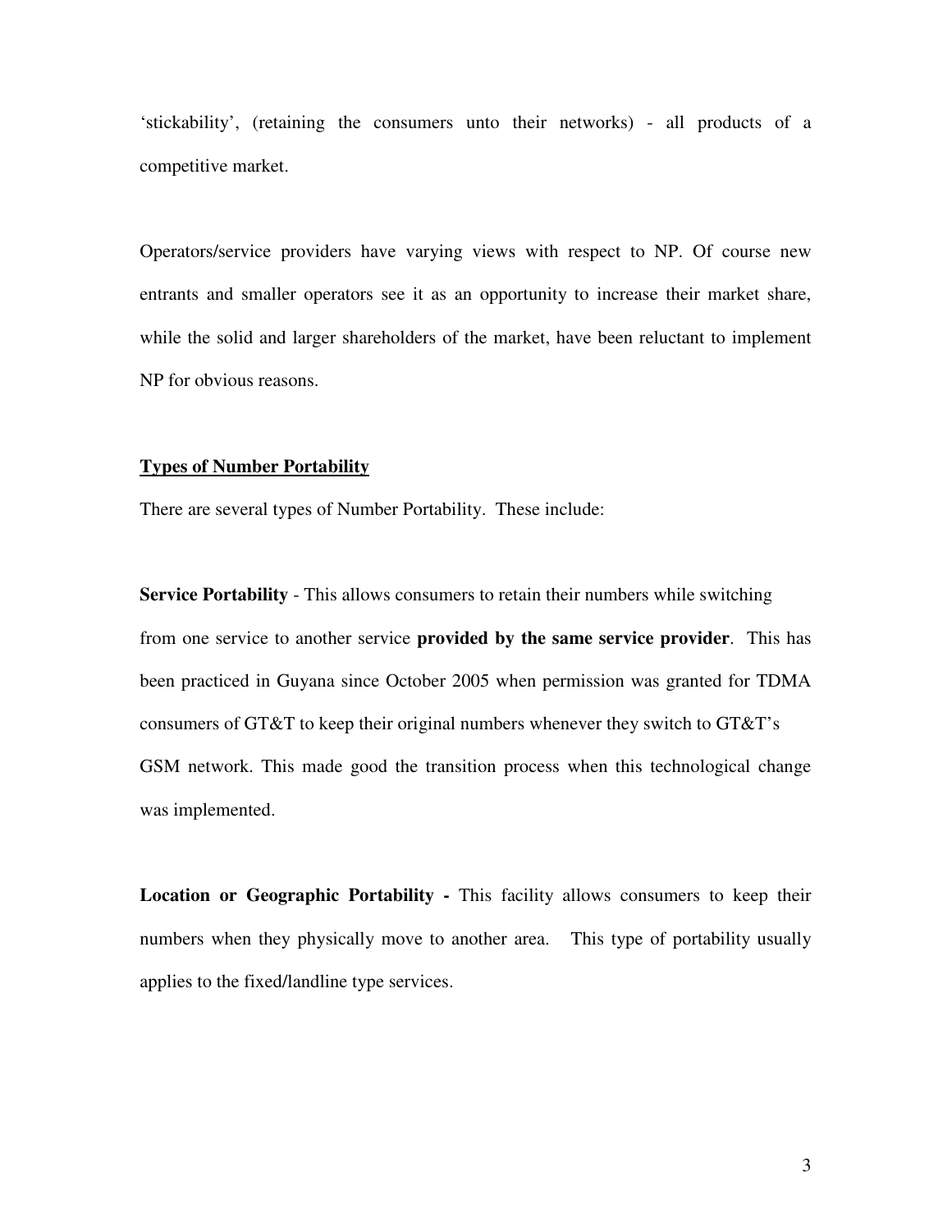'stickability', (retaining the consumers unto their networks) - all products of a competitive market.

Operators/service providers have varying views with respect to NP. Of course new entrants and smaller operators see it as an opportunity to increase their market share, while the solid and larger shareholders of the market, have been reluctant to implement NP for obvious reasons.

**Types of Number Portability**

There are several types of Number Portability. These include:

**Service Portability** - This allows consumers to retain their numbers while switching from one service to another service **provided by the same service provider**. This has been practiced in Guyana since October 2005 when permission was granted for TDMA consumers of GT&T to keep their original numbers whenever they switch to GT&T's GSM network. This made good the transition process when this technological change was implemented.

**Location or Geographic Portability -** This facility allows consumers to keep their numbers when they physically move to another area. This type of portability usually applies to the fixed/landline type services.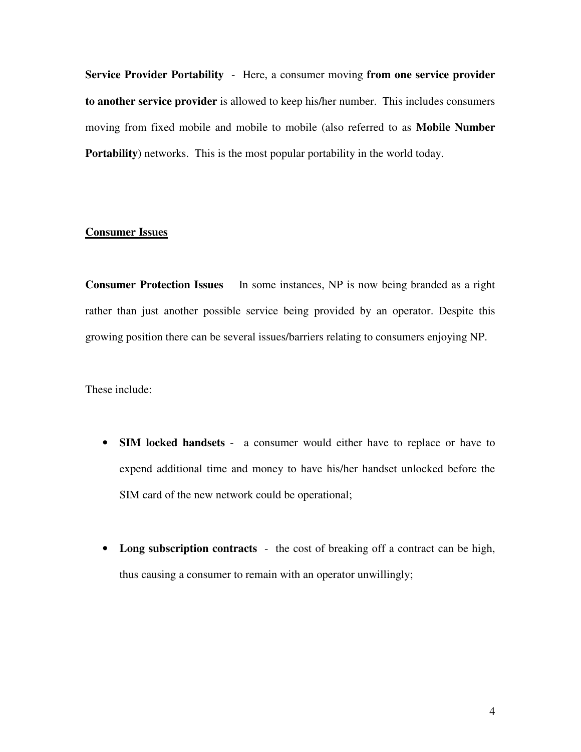**Service Provider Portability** - Here, a consumer moving **from one service provider to another service provider** is allowed to keep his/her number. This includes consumers moving from fixed mobile and mobile to mobile (also referred to as **Mobile Number Portability**) networks. This is the most popular portability in the world today.

## Consumer Issues

**Consumer Protection Issues** In some instances, NP is now being branded as a right rather than just another possible service being provided by an operator. Despite this growing position there can be several issues/barriers relating to consumers enjoying NP.

These include:

- **SIM locked handsets** - a consumer would either have to replace or have to expend additional time and money to have his/her handset unlocked before the SIM card of the new network could be operational;

- **Long subscription contracts** - the cost of breaking off a contract can be high, thus causing a consumer to remain with an operator unwillingly;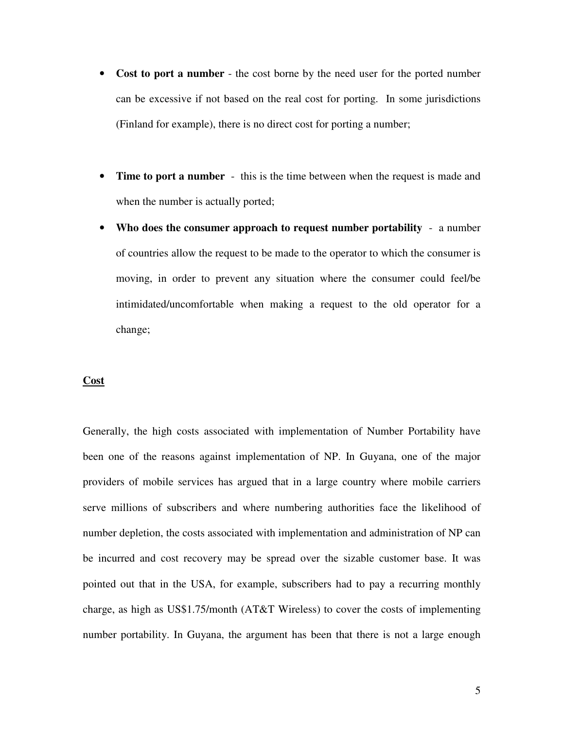- **Cost to port a number** - the cost borne by the need user for the ported number can be excessive if not based on the real cost for porting. In some jurisdictions (Finland for example), there is no direct cost for porting a number;

- **Time to port a number** - this is the time between when the request is made and when the number is actually ported;
- **Who does the consumer approach to request number portability** - a number of countries allow the request to be made to the operator to which the consumer is moving, in order to prevent any situation where the consumer could feel/be intimidated/uncomfortable when making a request to the old operator for a change;

**Cost**

Generally, the high costs associated with implementation of Number Portability have been one of the reasons against implementation of NP. In Guyana, one of the major providers of mobile services has argued that in a large country where mobile carriers serve millions of subscribers and where numbering authorities face the likelihood of number depletion, the costs associated with implementation and administration of NP can be incurred and cost recovery may be spread over the sizable customer base. It was pointed out that in the USA, for example, subscribers had to pay a recurring monthly charge, as high as US$1.75/month (AT&T Wireless) to cover the costs of implementing number portability. In Guyana, the argument has been that there is not a large enough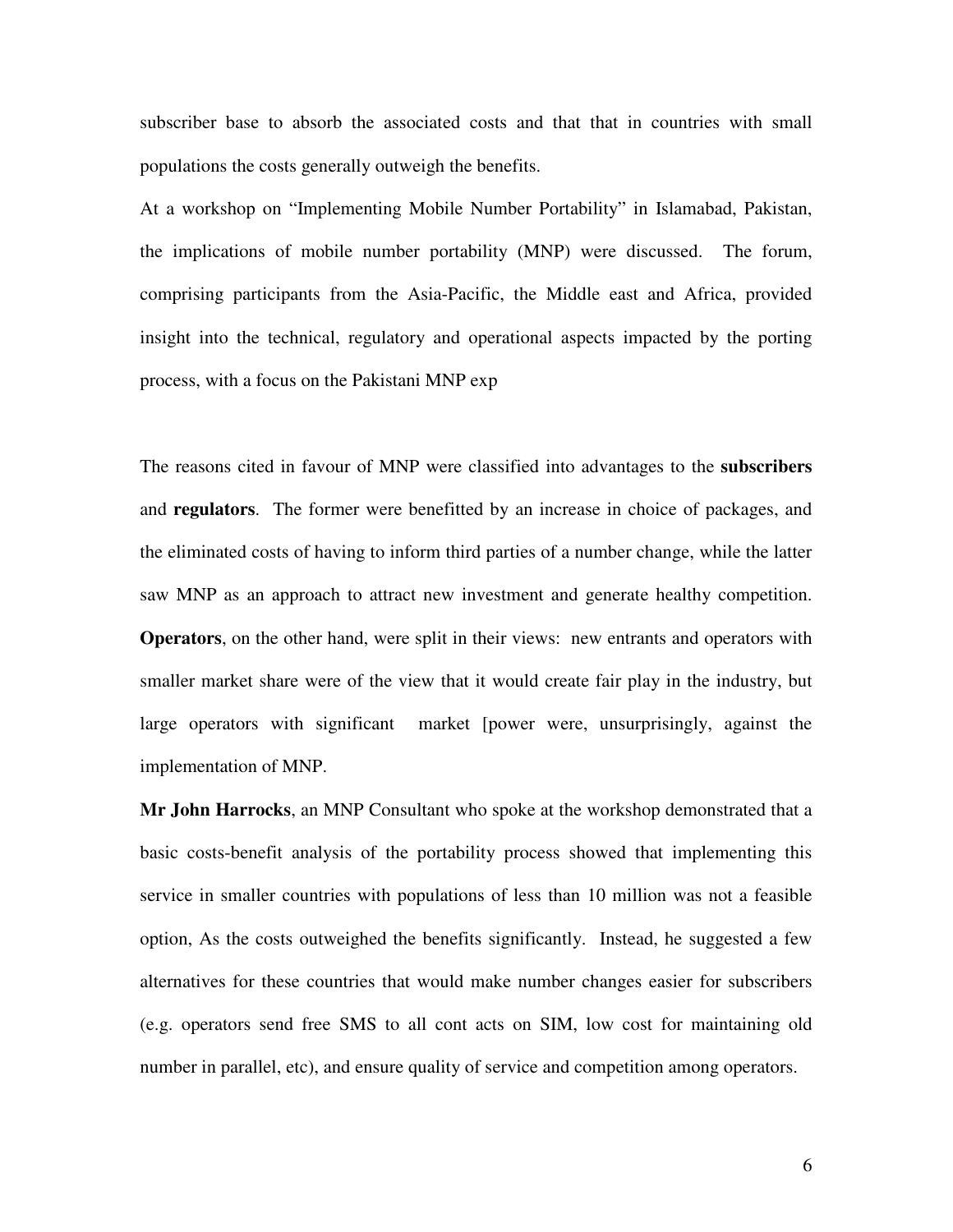subscriber base to absorb the associated costs and that that in countries with small populations the costs generally outweigh the benefits.

At a workshop on "Implementing Mobile Number Portability" in Islamabad, Pakistan, the implications of mobile number portability (MNP) were discussed. The forum, comprising participants from the Asia-Pacific, the Middle east and Africa, provided insight into the technical, regulatory and operational aspects impacted by the porting process, with a focus on the Pakistani MNP exp

The reasons cited in favour of MNP were classified into advantages to the **subscribers** and **regulators**. The former were benefitted by an increase in choice of packages, and the eliminated costs of having to inform third parties of a number change, while the latter saw MNP as an approach to attract new investment and generate healthy competition. **Operators**, on the other hand, were split in their views: new entrants and operators with smaller market share were of the view that it would create fair play in the industry, but large operators with significant market [power were, unsurprisingly, against the implementation of MNP.

**Mr John Harrocks**, an MNP Consultant who spoke at the workshop demonstrated that a basic costs-benefit analysis of the portability process showed that implementing this service in smaller countries with populations of less than 10 million was not a feasible option, As the costs outweighed the benefits significantly. Instead, he suggested a few alternatives for these countries that would make number changes easier for subscribers (e.g. operators send free SMS to all cont acts on SIM, low cost for maintaining old number in parallel, etc), and ensure quality of service and competition among operators.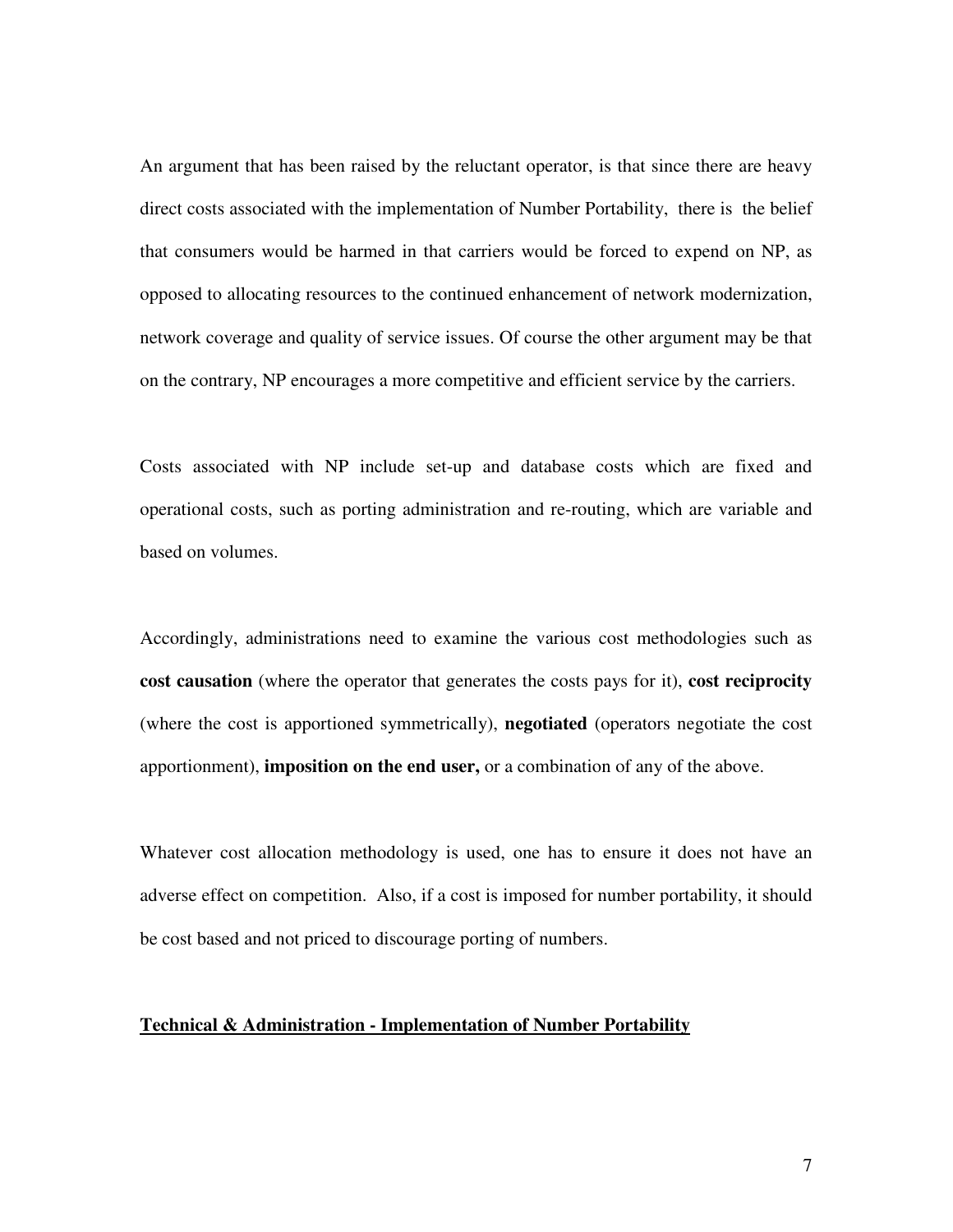An argument that has been raised by the reluctant operator, is that since there are heavy direct costs associated with the implementation of Number Portability, there is the belief that consumers would be harmed in that carriers would be forced to expend on NP, as opposed to allocating resources to the continued enhancement of network modernization, network coverage and quality of service issues. Of course the other argument may be that on the contrary, NP encourages a more competitive and efficient service by the carriers.

Costs associated with NP include set-up and database costs which are fixed and operational costs, such as porting administration and re-routing, which are variable and based on volumes.

Accordingly, administrations need to examine the various cost methodologies such as **cost causation** (where the operator that generates the costs pays for it), **cost reciprocity** (where the cost is apportioned symmetrically), **negotiated** (operators negotiate the cost apportionment), **imposition on the end user,** or a combination of any of the above.

Whatever cost allocation methodology is used, one has to ensure it does not have an adverse effect on competition. Also, if a cost is imposed for number portability, it should be cost based and not priced to discourage porting of numbers.

## Technical & Administration - Implementation of Number Portability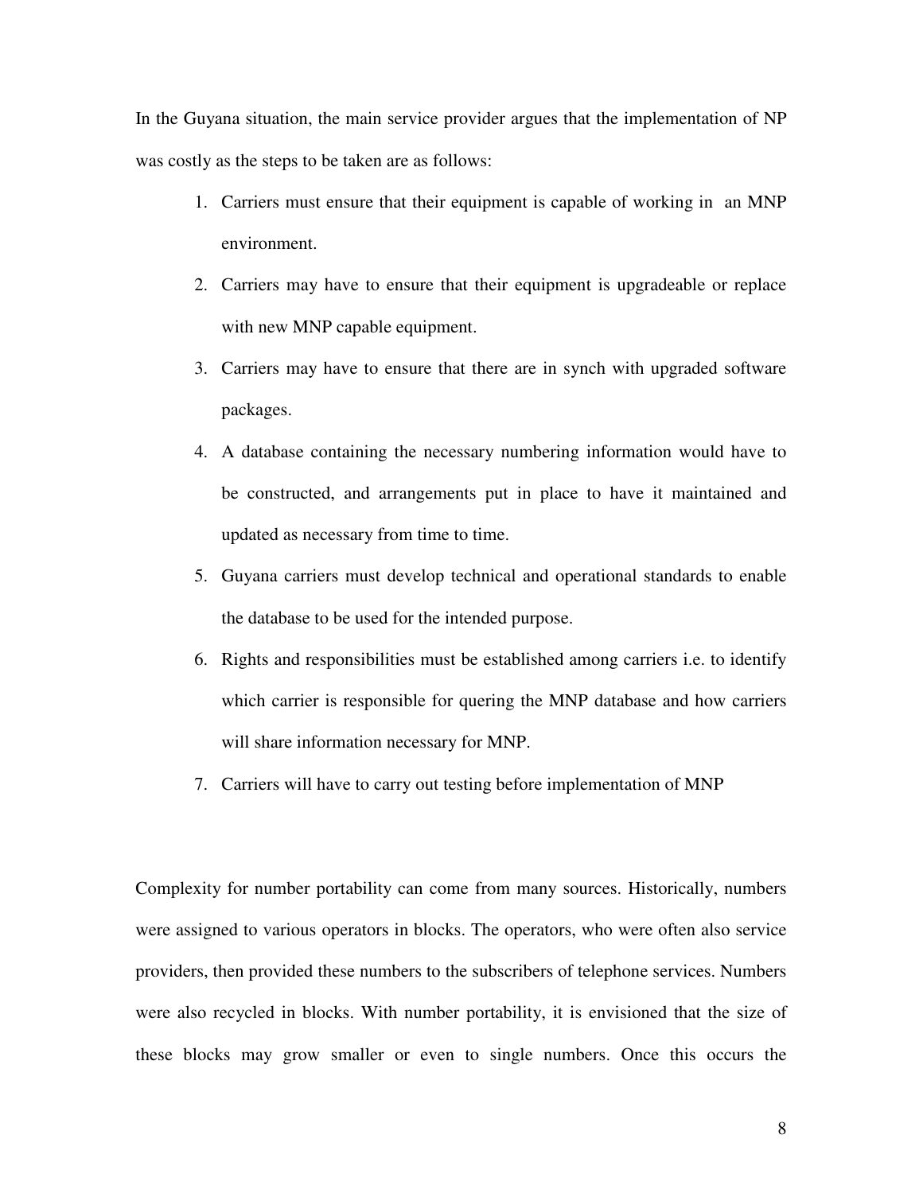In the Guyana situation, the main service provider argues that the implementation of NP was costly as the steps to be taken are as follows:

1. Carriers must ensure that their equipment is capable of working in an MNP environment.
2. Carriers may have to ensure that their equipment is upgradeable or replace with new MNP capable equipment.
3. Carriers may have to ensure that there are in synch with upgraded software packages.
4. A database containing the necessary numbering information would have to be constructed, and arrangements put in place to have it maintained and updated as necessary from time to time.
5. Guyana carriers must develop technical and operational standards to enable the database to be used for the intended purpose.
6. Rights and responsibilities must be established among carriers i.e. to identify which carrier is responsible for quering the MNP database and how carriers will share information necessary for MNP.
7. Carriers will have to carry out testing before implementation of MNP

Complexity for number portability can come from many sources. Historically, numbers were assigned to various operators in blocks. The operators, who were often also service providers, then provided these numbers to the subscribers of telephone services. Numbers were also recycled in blocks. With number portability, it is envisioned that the size of these blocks may grow smaller or even to single numbers. Once this occurs the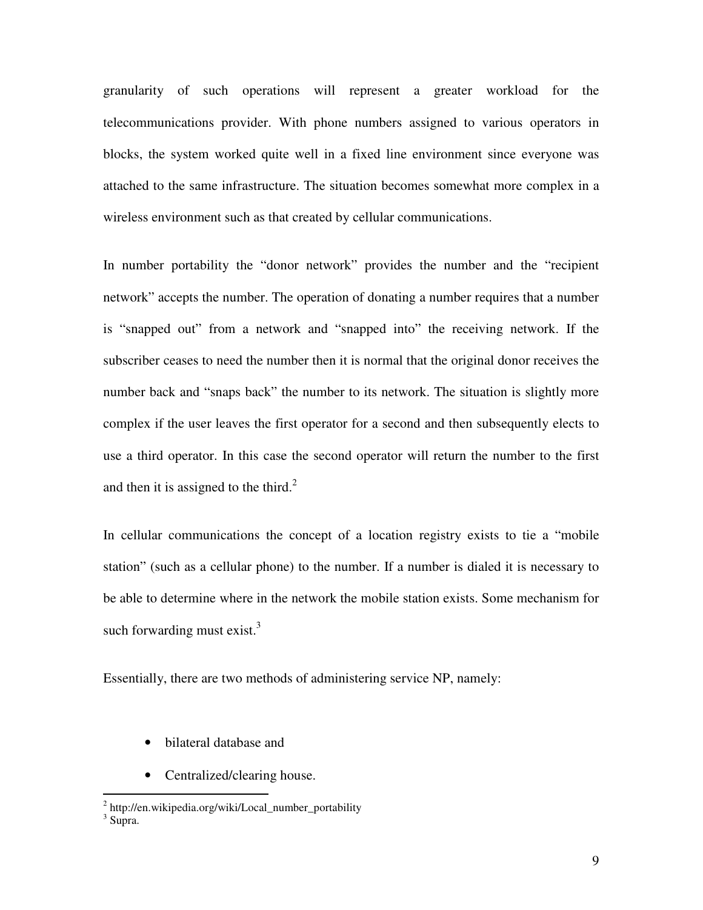granularity of such operations will represent a greater workload for the telecommunications provider. With phone numbers assigned to various operators in blocks, the system worked quite well in a fixed line environment since everyone was attached to the same infrastructure. The situation becomes somewhat more complex in a wireless environment such as that created by cellular communications.

In number portability the "donor network" provides the number and the "recipient network" accepts the number. The operation of donating a number requires that a number is "snapped out" from a network and "snapped into" the receiving network. If the subscriber ceases to need the number then it is normal that the original donor receives the number back and "snaps back" the number to its network. The situation is slightly more complex if the user leaves the first operator for a second and then subsequently elects to use a third operator. In this case the second operator will return the number to the first and then it is assigned to the third.[2]

In cellular communications the concept of a location registry exists to tie a "mobile station" (such as a cellular phone) to the number. If a number is dialed it is necessary to be able to determine where in the network the mobile station exists. Some mechanism for such forwarding must exist.[3]

Essentially, there are two methods of administering service NP, namely:

- bilateral database and
- Centralized/clearing house.

---

[2] http://en.wikipedia.org/wiki/Local_number_portability

[3] Supra.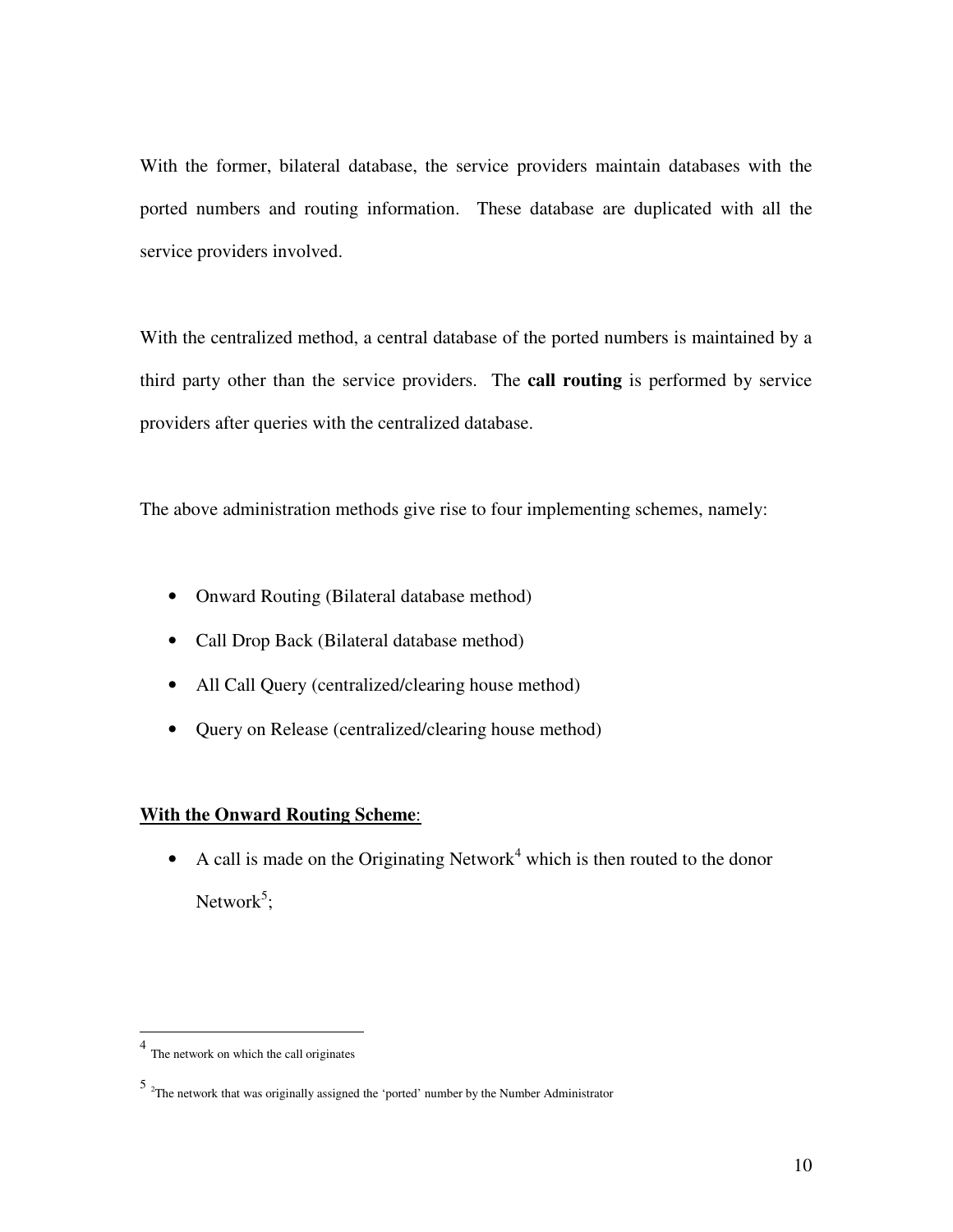With the former, bilateral database, the service providers maintain databases with the ported numbers and routing information. These database are duplicated with all the service providers involved.

With the centralized method, a central database of the ported numbers is maintained by a third party other than the service providers. The **call routing** is performed by service providers after queries with the centralized database.

The above administration methods give rise to four implementing schemes, namely:

- Onward Routing (Bilateral database method)
- Call Drop Back (Bilateral database method)
- All Call Query (centralized/clearing house method)
- Query on Release (centralized/clearing house method)

**With the Onward Routing Scheme**:

- A call is made on the Originating Network[4] which is then routed to the donor Network[5];

---

[4] The network on which the call originates

[5] [2]The network that was originally assigned the 'ported' number by the Number Administrator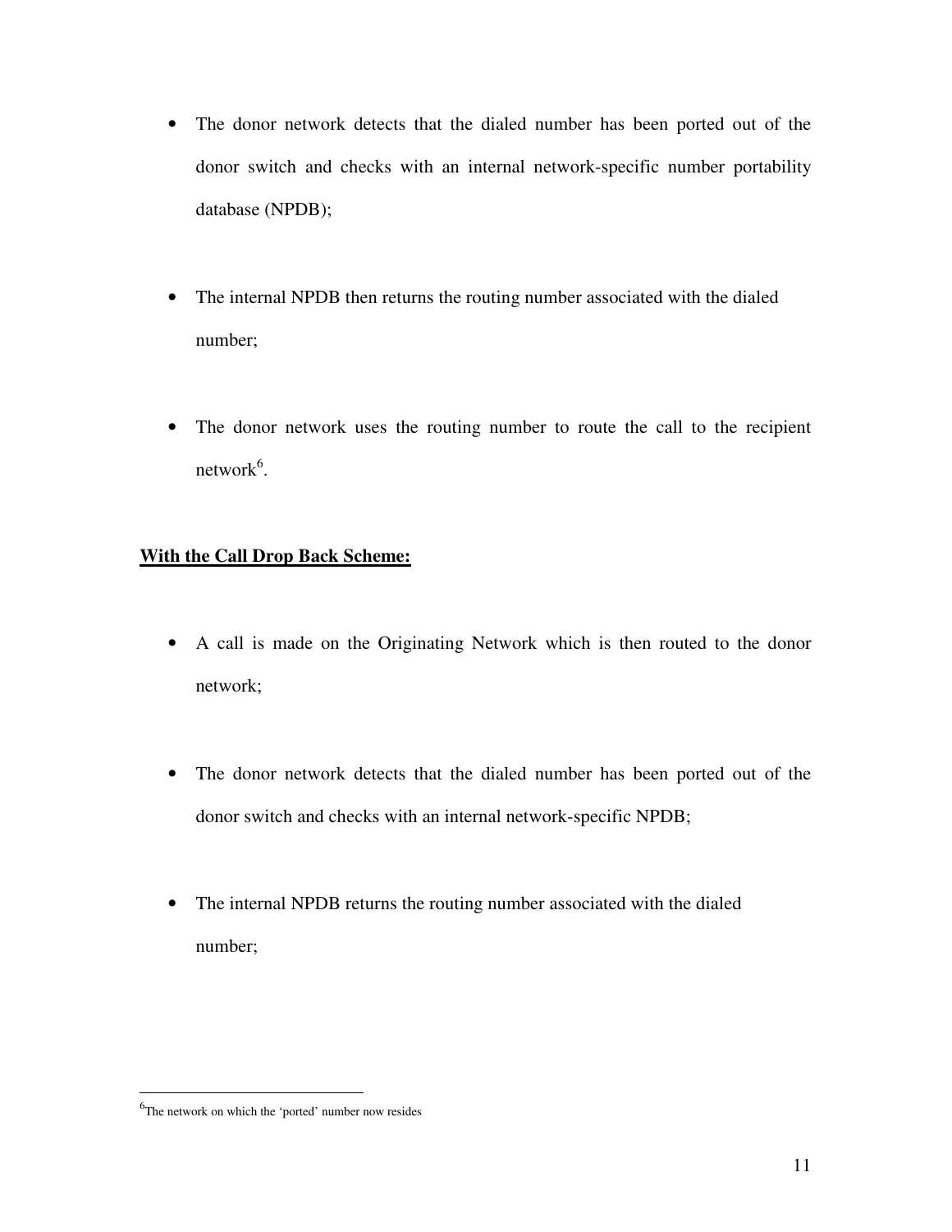- The donor network detects that the dialed number has been ported out of the donor switch and checks with an internal network-specific number portability database (NPDB);

- The internal NPDB then returns the routing number associated with the dialed number;

- The donor network uses the routing number to route the call to the recipient network[6].

**With the Call Drop Back Scheme:**

- A call is made on the Originating Network which is then routed to the donor network;

- The donor network detects that the dialed number has been ported out of the donor switch and checks with an internal network-specific NPDB;

- The internal NPDB returns the routing number associated with the dialed number;

---

[6] The network on which the 'ported' number now resides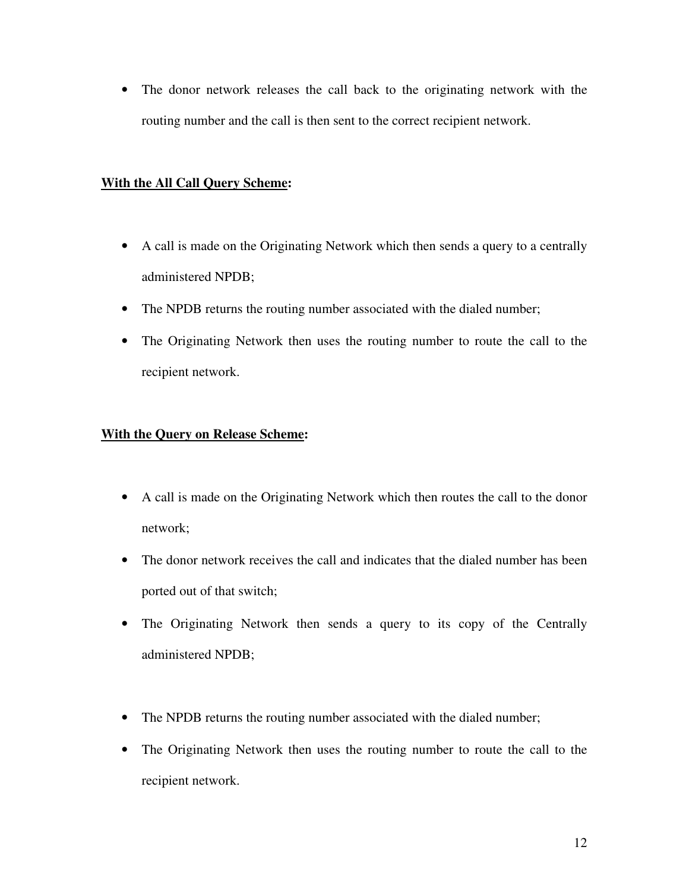- The donor network releases the call back to the originating network with the routing number and the call is then sent to the correct recipient network.

**<u>With the All Call Query Scheme</u>:**

- A call is made on the Originating Network which then sends a query to a centrally administered NPDB;
- The NPDB returns the routing number associated with the dialed number;
- The Originating Network then uses the routing number to route the call to the recipient network.

**<u>With the Query on Release Scheme</u>:**

- A call is made on the Originating Network which then routes the call to the donor network;
- The donor network receives the call and indicates that the dialed number has been ported out of that switch;
- The Originating Network then sends a query to its copy of the Centrally administered NPDB;

- The NPDB returns the routing number associated with the dialed number;
- The Originating Network then uses the routing number to route the call to the recipient network.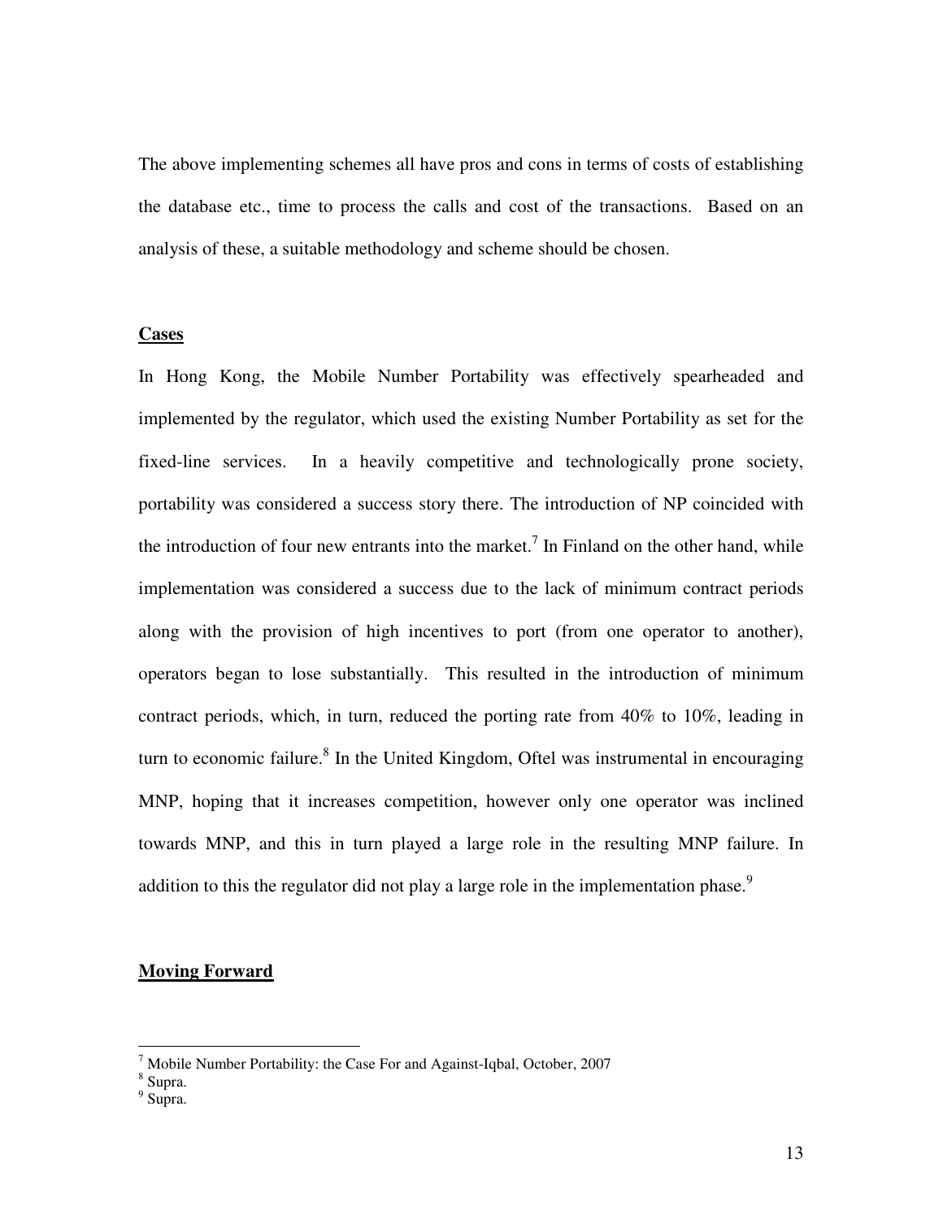The above implementing schemes all have pros and cons in terms of costs of establishing the database etc., time to process the calls and cost of the transactions. Based on an analysis of these, a suitable methodology and scheme should be chosen.

**Cases**

In Hong Kong, the Mobile Number Portability was effectively spearheaded and implemented by the regulator, which used the existing Number Portability as set for the fixed-line services. In a heavily competitive and technologically prone society, portability was considered a success story there. The introduction of NP coincided with the introduction of four new entrants into the market.[7] In Finland on the other hand, while implementation was considered a success due to the lack of minimum contract periods along with the provision of high incentives to port (from one operator to another), operators began to lose substantially. This resulted in the introduction of minimum contract periods, which, in turn, reduced the porting rate from 40% to 10%, leading in turn to economic failure.[8] In the United Kingdom, Oftel was instrumental in encouraging MNP, hoping that it increases competition, however only one operator was inclined towards MNP, and this in turn played a large role in the resulting MNP failure. In addition to this the regulator did not play a large role in the implementation phase.[9]

**Moving Forward**

---

[7] Mobile Number Portability: the Case For and Against-Iqbal, October, 2007

[8] Supra.

[9] Supra.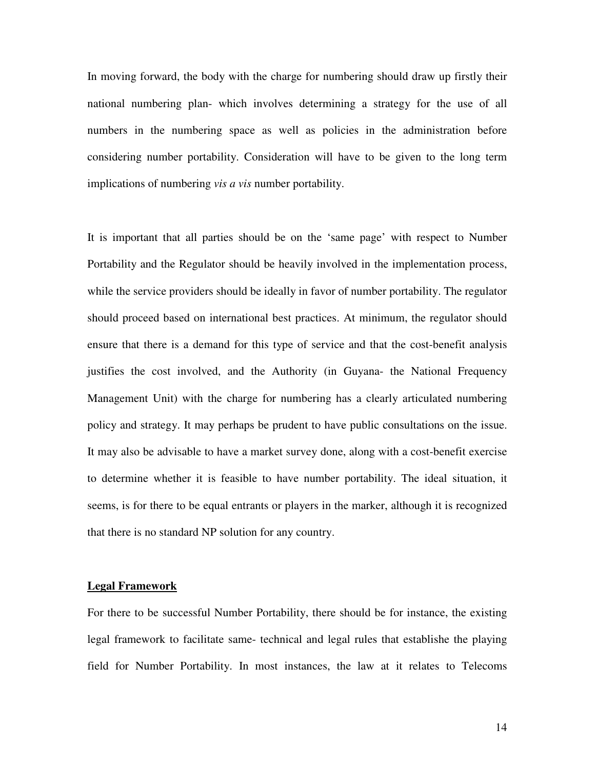In moving forward, the body with the charge for numbering should draw up firstly their national numbering plan- which involves determining a strategy for the use of all numbers in the numbering space as well as policies in the administration before considering number portability. Consideration will have to be given to the long term implications of numbering *vis a vis* number portability.

It is important that all parties should be on the 'same page' with respect to Number Portability and the Regulator should be heavily involved in the implementation process, while the service providers should be ideally in favor of number portability. The regulator should proceed based on international best practices. At minimum, the regulator should ensure that there is a demand for this type of service and that the cost-benefit analysis justifies the cost involved, and the Authority (in Guyana- the National Frequency Management Unit) with the charge for numbering has a clearly articulated numbering policy and strategy. It may perhaps be prudent to have public consultations on the issue. It may also be advisable to have a market survey done, along with a cost-benefit exercise to determine whether it is feasible to have number portability. The ideal situation, it seems, is for there to be equal entrants or players in the marker, although it is recognized that there is no standard NP solution for any country.

**<u>Legal Framework</u>**

For there to be successful Number Portability, there should be for instance, the existing legal framework to facilitate same- technical and legal rules that establishe the playing field for Number Portability. In most instances, the law at it relates to Telecoms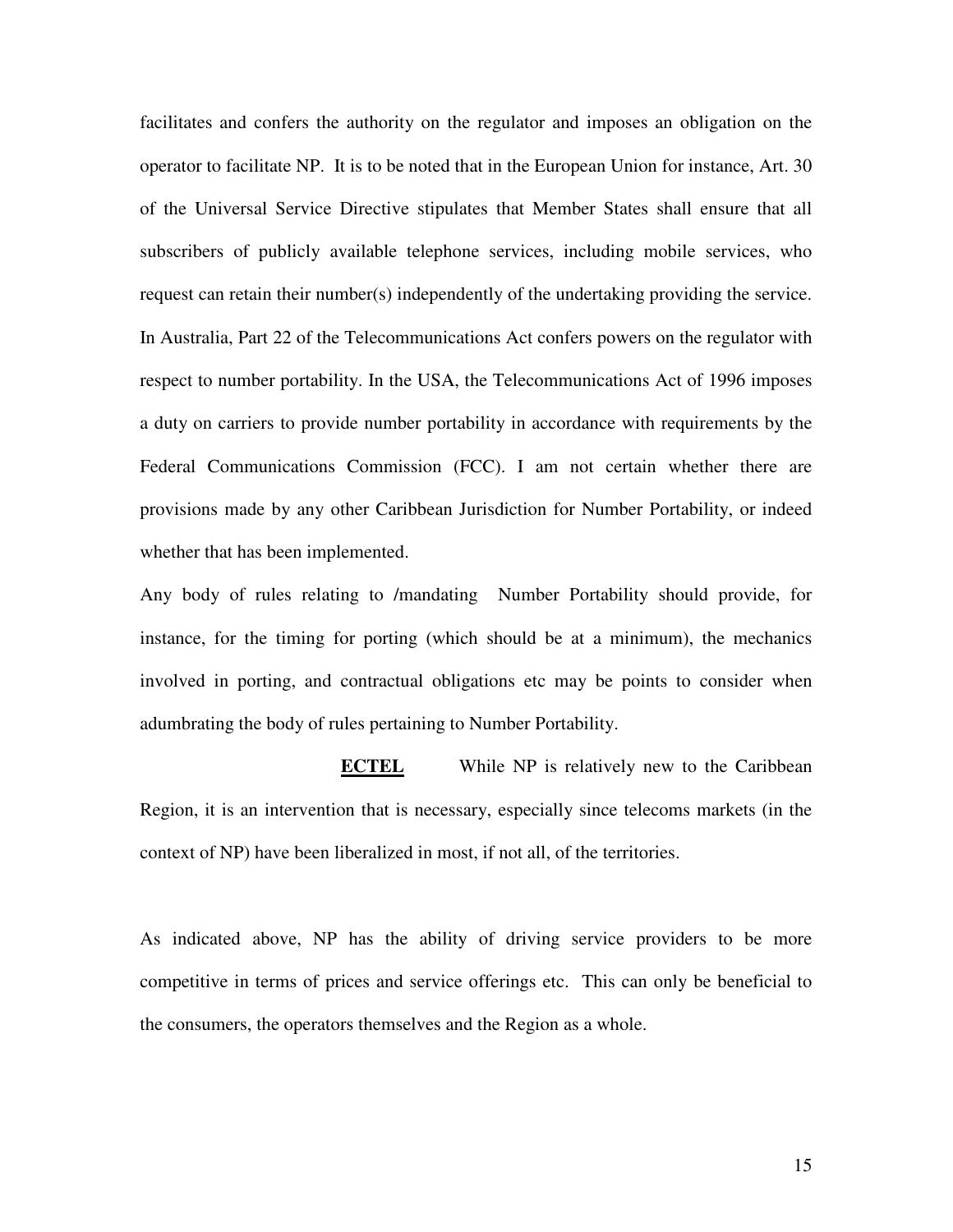facilitates and confers the authority on the regulator and imposes an obligation on the operator to facilitate NP. It is to be noted that in the European Union for instance, Art. 30 of the Universal Service Directive stipulates that Member States shall ensure that all subscribers of publicly available telephone services, including mobile services, who request can retain their number(s) independently of the undertaking providing the service. In Australia, Part 22 of the Telecommunications Act confers powers on the regulator with respect to number portability. In the USA, the Telecommunications Act of 1996 imposes a duty on carriers to provide number portability in accordance with requirements by the Federal Communications Commission (FCC). I am not certain whether there are provisions made by any other Caribbean Jurisdiction for Number Portability, or indeed whether that has been implemented.

Any body of rules relating to /mandating Number Portability should provide, for instance, for the timing for porting (which should be at a minimum), the mechanics involved in porting, and contractual obligations etc may be points to consider when adumbrating the body of rules pertaining to Number Portability.

**ECTEL** While NP is relatively new to the Caribbean Region, it is an intervention that is necessary, especially since telecoms markets (in the context of NP) have been liberalized in most, if not all, of the territories.

As indicated above, NP has the ability of driving service providers to be more competitive in terms of prices and service offerings etc. This can only be beneficial to the consumers, the operators themselves and the Region as a whole.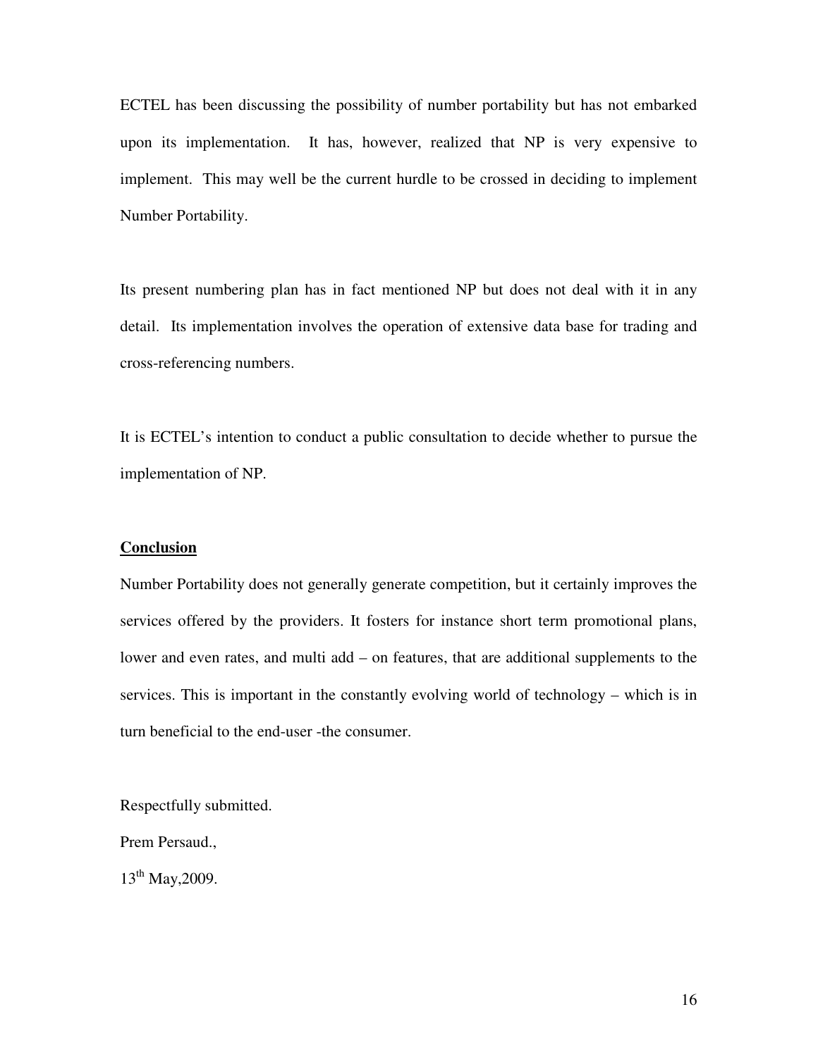ECTEL has been discussing the possibility of number portability but has not embarked upon its implementation. It has, however, realized that NP is very expensive to implement. This may well be the current hurdle to be crossed in deciding to implement Number Portability.

Its present numbering plan has in fact mentioned NP but does not deal with it in any detail. Its implementation involves the operation of extensive data base for trading and cross-referencing numbers.

It is ECTEL's intention to conduct a public consultation to decide whether to pursue the implementation of NP.

**<u>Conclusion</u>**

Number Portability does not generally generate competition, but it certainly improves the services offered by the providers. It fosters for instance short term promotional plans, lower and even rates, and multi add – on features, that are additional supplements to the services. This is important in the constantly evolving world of technology – which is in turn beneficial to the end-user -the consumer.

Respectfully submitted.

Prem Persaud.,

13th May,2009.